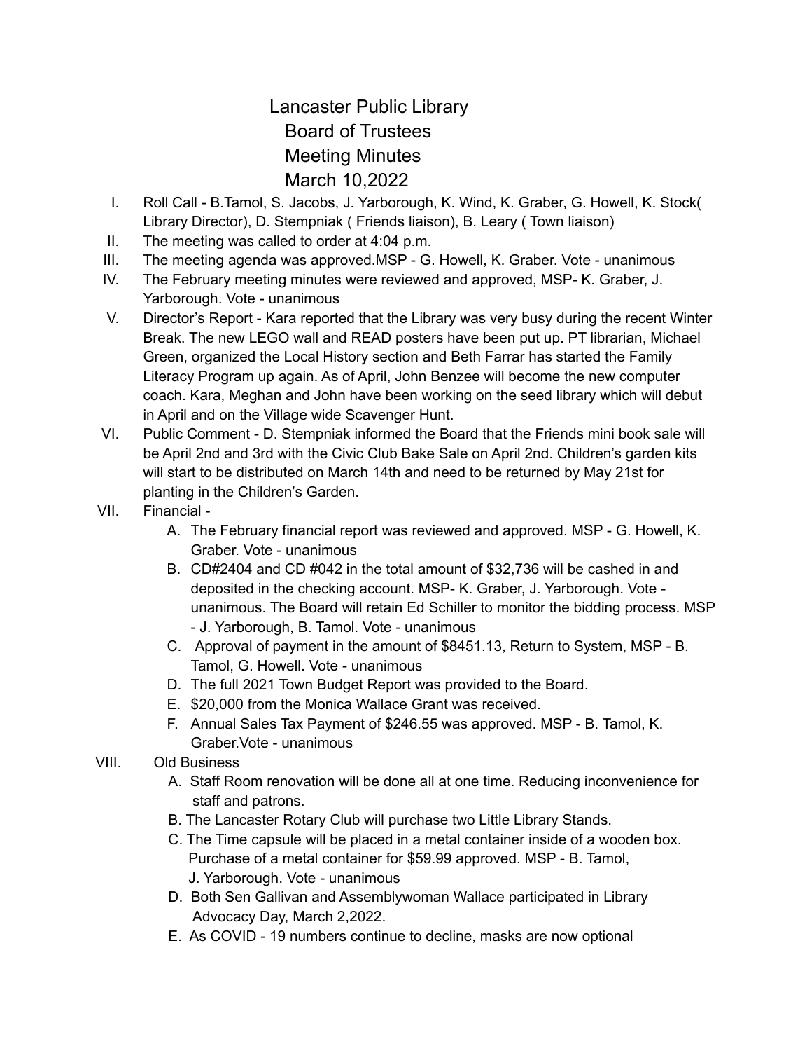# Lancaster Public Library
## Board of Trustees
## Meeting Minutes
## March 10,2022

I. Roll Call - B.Tamol, S. Jacobs, J. Yarborough, K. Wind, K. Graber, G. Howell, K. Stock( Library Director), D. Stempniak ( Friends liaison), B. Leary ( Town liaison)

II. The meeting was called to order at 4:04 p.m.

III. The meeting agenda was approved.MSP - G. Howell, K. Graber. Vote - unanimous

IV. The February meeting minutes were reviewed and approved, MSP- K. Graber, J. Yarborough. Vote - unanimous

V. Director's Report - Kara reported that the Library was very busy during the recent Winter Break. The new LEGO wall and READ posters have been put up. PT librarian, Michael Green, organized the Local History section and Beth Farrar has started the Family Literacy Program up again. As of April, John Benzee will become the new computer coach. Kara, Meghan and John have been working on the seed library which will debut in April and on the Village wide Scavenger Hunt.

VI. Public Comment - D. Stempniak informed the Board that the Friends mini book sale will be April 2nd and 3rd with the Civic Club Bake Sale on April 2nd. Children's garden kits will start to be distributed on March 14th and need to be returned by May 21st for planting in the Children's Garden.

VII. Financial -

   A. The February financial report was reviewed and approved. MSP - G. Howell, K. Graber. Vote - unanimous

   B. CD#2404 and CD #042 in the total amount of $32,736 will be cashed in and deposited in the checking account. MSP- K. Graber, J. Yarborough. Vote - unanimous. The Board will retain Ed Schiller to monitor the bidding process. MSP - J. Yarborough, B. Tamol. Vote - unanimous

   C. Approval of payment in the amount of $8451.13, Return to System, MSP - B. Tamol, G. Howell. Vote - unanimous

   D. The full 2021 Town Budget Report was provided to the Board.

   E. $20,000 from the Monica Wallace Grant was received.

   F. Annual Sales Tax Payment of $246.55 was approved. MSP - B. Tamol, K. Graber.Vote - unanimous

VIII. Old Business

   A. Staff Room renovation will be done all at one time. Reducing inconvenience for staff and patrons.

   B. The Lancaster Rotary Club will purchase two Little Library Stands.

   C. The Time capsule will be placed in a metal container inside of a wooden box. Purchase of a metal container for $59.99 approved. MSP - B. Tamol, J. Yarborough. Vote - unanimous

   D. Both Sen Gallivan and Assemblywoman Wallace participated in Library Advocacy Day, March 2,2022.

   E. As COVID - 19 numbers continue to decline, masks are now optional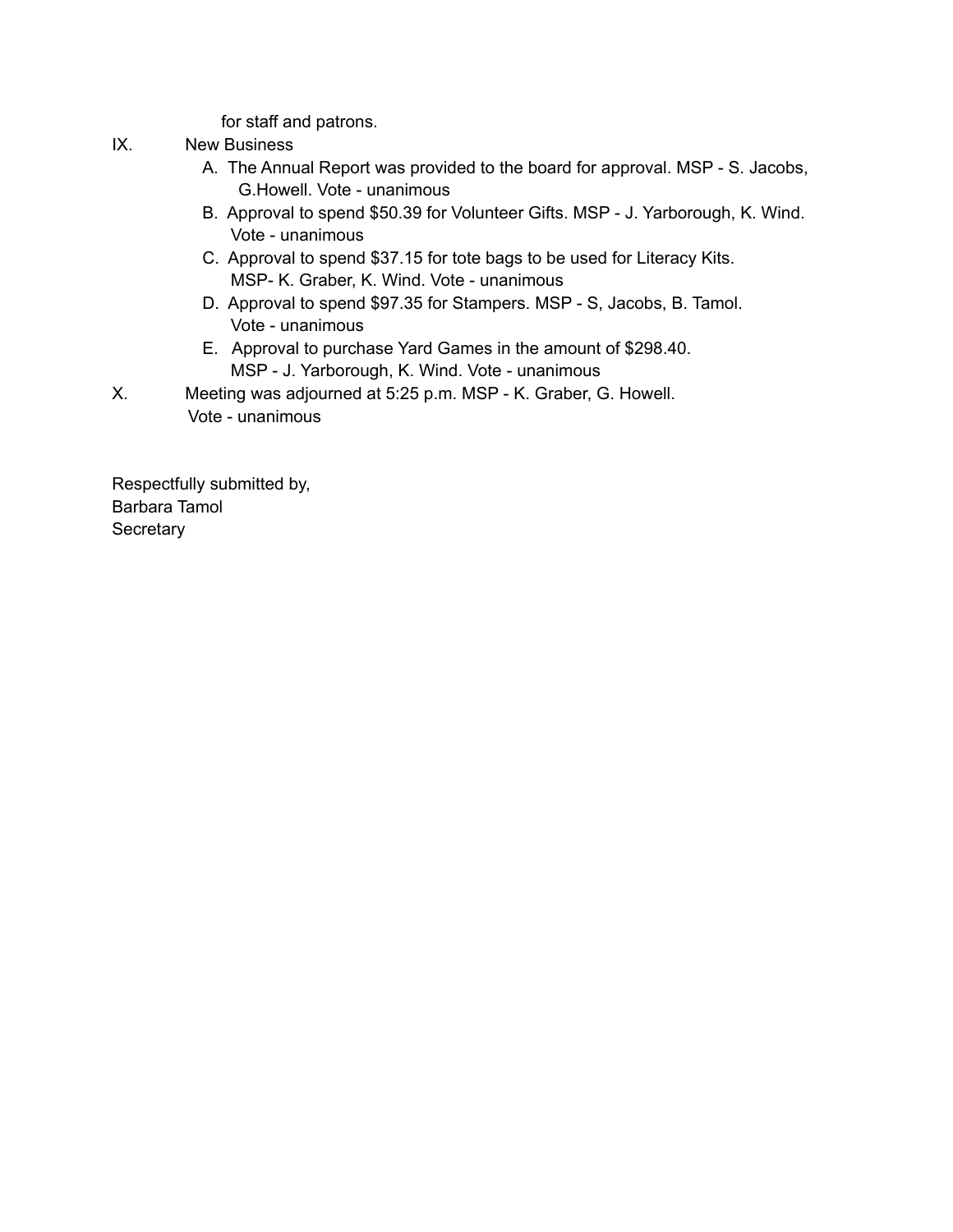for staff and patrons.

IX. New Business

   A. The Annual Report was provided to the board for approval. MSP - S. Jacobs, G.Howell. Vote - unanimous

   B. Approval to spend $50.39 for Volunteer Gifts. MSP - J. Yarborough, K. Wind. Vote - unanimous

   C. Approval to spend $37.15 for tote bags to be used for Literacy Kits. MSP- K. Graber, K. Wind. Vote - unanimous

   D. Approval to spend $97.35 for Stampers. MSP - S, Jacobs, B. Tamol. Vote - unanimous

   E. Approval to purchase Yard Games in the amount of $298.40. MSP - J. Yarborough, K. Wind. Vote - unanimous

X. Meeting was adjourned at 5:25 p.m. MSP - K. Graber, G. Howell. Vote - unanimous

Respectfully submitted by,
Barbara Tamol
Secretary